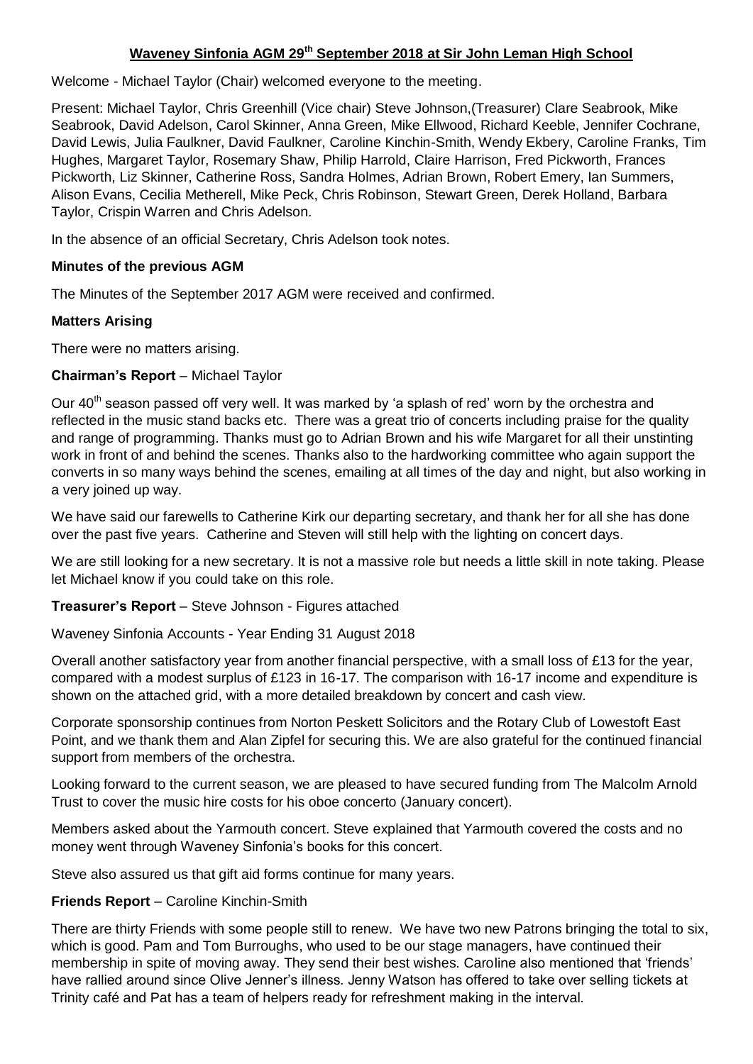**Waveney Sinfonia AGM 29th September 2018 at Sir John Leman High School**

Welcome - Michael Taylor (Chair) welcomed everyone to the meeting.

Present: Michael Taylor, Chris Greenhill (Vice chair) Steve Johnson,(Treasurer) Clare Seabrook, Mike Seabrook, David Adelson, Carol Skinner, Anna Green, Mike Ellwood, Richard Keeble, Jennifer Cochrane, David Lewis, Julia Faulkner, David Faulkner, Caroline Kinchin-Smith, Wendy Ekbery, Caroline Franks, Tim Hughes, Margaret Taylor, Rosemary Shaw, Philip Harrold, Claire Harrison, Fred Pickworth, Frances Pickworth, Liz Skinner, Catherine Ross, Sandra Holmes, Adrian Brown, Robert Emery, Ian Summers, Alison Evans, Cecilia Metherell, Mike Peck, Chris Robinson, Stewart Green, Derek Holland, Barbara Taylor, Crispin Warren and Chris Adelson.

In the absence of an official Secretary, Chris Adelson took notes.

**Minutes of the previous AGM**

The Minutes of the September 2017 AGM were received and confirmed.

**Matters Arising**

There were no matters arising.

**Chairman's Report** – Michael Taylor

Our 40th season passed off very well. It was marked by 'a splash of red' worn by the orchestra and reflected in the music stand backs etc. There was a great trio of concerts including praise for the quality and range of programming. Thanks must go to Adrian Brown and his wife Margaret for all their unstinting work in front of and behind the scenes. Thanks also to the hardworking committee who again support the converts in so many ways behind the scenes, emailing at all times of the day and night, but also working in a very joined up way.

We have said our farewells to Catherine Kirk our departing secretary, and thank her for all she has done over the past five years. Catherine and Steven will still help with the lighting on concert days.

We are still looking for a new secretary. It is not a massive role but needs a little skill in note taking. Please let Michael know if you could take on this role.

**Treasurer's Report** – Steve Johnson - Figures attached

Waveney Sinfonia Accounts - Year Ending 31 August 2018

Overall another satisfactory year from another financial perspective, with a small loss of £13 for the year, compared with a modest surplus of £123 in 16-17. The comparison with 16-17 income and expenditure is shown on the attached grid, with a more detailed breakdown by concert and cash view.

Corporate sponsorship continues from Norton Peskett Solicitors and the Rotary Club of Lowestoft East Point, and we thank them and Alan Zipfel for securing this. We are also grateful for the continued financial support from members of the orchestra.

Looking forward to the current season, we are pleased to have secured funding from The Malcolm Arnold Trust to cover the music hire costs for his oboe concerto (January concert).

Members asked about the Yarmouth concert. Steve explained that Yarmouth covered the costs and no money went through Waveney Sinfonia's books for this concert.

Steve also assured us that gift aid forms continue for many years.

**Friends Report** – Caroline Kinchin-Smith

There are thirty Friends with some people still to renew. We have two new Patrons bringing the total to six, which is good. Pam and Tom Burroughs, who used to be our stage managers, have continued their membership in spite of moving away. They send their best wishes. Caroline also mentioned that 'friends' have rallied around since Olive Jenner's illness. Jenny Watson has offered to take over selling tickets at Trinity café and Pat has a team of helpers ready for refreshment making in the interval.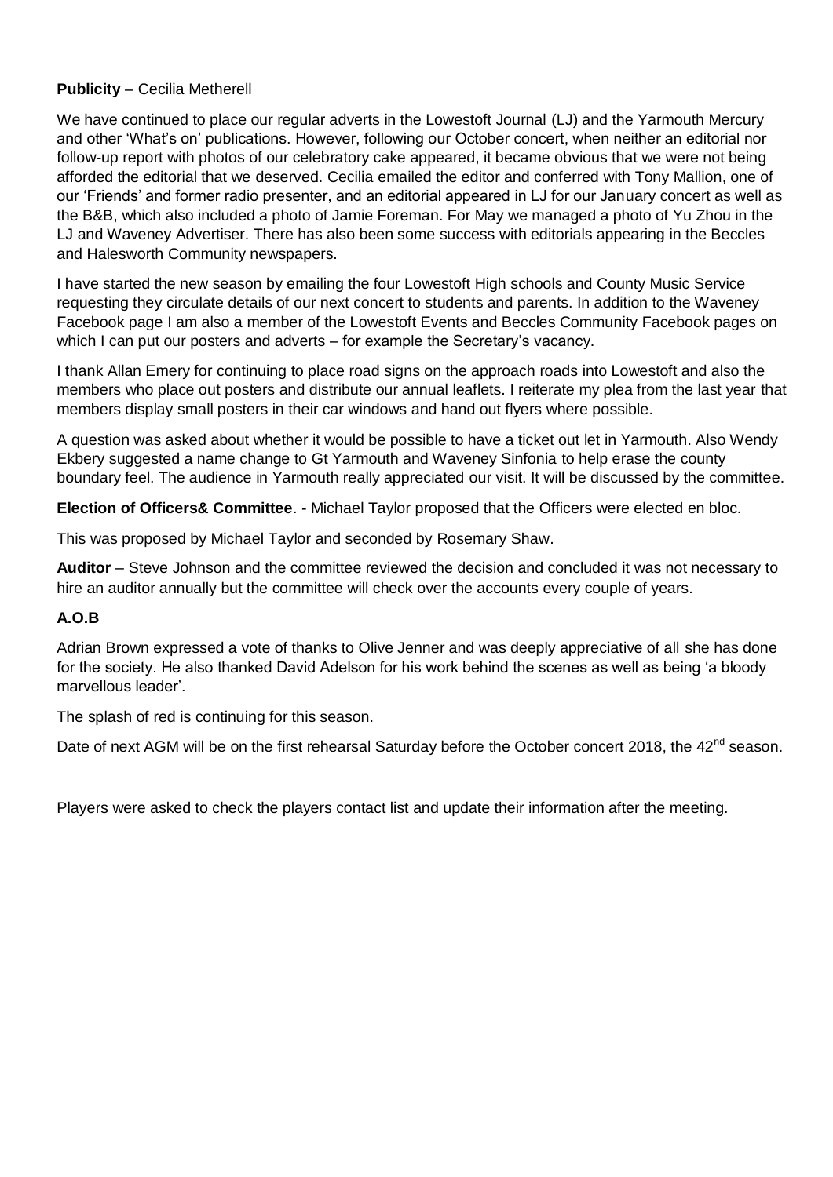**Publicity** – Cecilia Metherell

We have continued to place our regular adverts in the Lowestoft Journal (LJ) and the Yarmouth Mercury and other 'What's on' publications. However, following our October concert, when neither an editorial nor follow-up report with photos of our celebratory cake appeared, it became obvious that we were not being afforded the editorial that we deserved. Cecilia emailed the editor and conferred with Tony Mallion, one of our 'Friends' and former radio presenter, and an editorial appeared in LJ for our January concert as well as the B&B, which also included a photo of Jamie Foreman. For May we managed a photo of Yu Zhou in the LJ and Waveney Advertiser. There has also been some success with editorials appearing in the Beccles and Halesworth Community newspapers.

I have started the new season by emailing the four Lowestoft High schools and County Music Service requesting they circulate details of our next concert to students and parents. In addition to the Waveney Facebook page I am also a member of the Lowestoft Events and Beccles Community Facebook pages on which I can put our posters and adverts – for example the Secretary's vacancy.

I thank Allan Emery for continuing to place road signs on the approach roads into Lowestoft and also the members who place out posters and distribute our annual leaflets. I reiterate my plea from the last year that members display small posters in their car windows and hand out flyers where possible.

A question was asked about whether it would be possible to have a ticket out let in Yarmouth. Also Wendy Ekbery suggested a name change to Gt Yarmouth and Waveney Sinfonia to help erase the county boundary feel. The audience in Yarmouth really appreciated our visit. It will be discussed by the committee.

**Election of Officers& Committee**. - Michael Taylor proposed that the Officers were elected en bloc.

This was proposed by Michael Taylor and seconded by Rosemary Shaw.

**Auditor** – Steve Johnson and the committee reviewed the decision and concluded it was not necessary to hire an auditor annually but the committee will check over the accounts every couple of years.

**A.O.B**

Adrian Brown expressed a vote of thanks to Olive Jenner and was deeply appreciative of all she has done for the society. He also thanked David Adelson for his work behind the scenes as well as being 'a bloody marvellous leader'.

The splash of red is continuing for this season.

Date of next AGM will be on the first rehearsal Saturday before the October concert 2018, the 42nd season.

Players were asked to check the players contact list and update their information after the meeting.